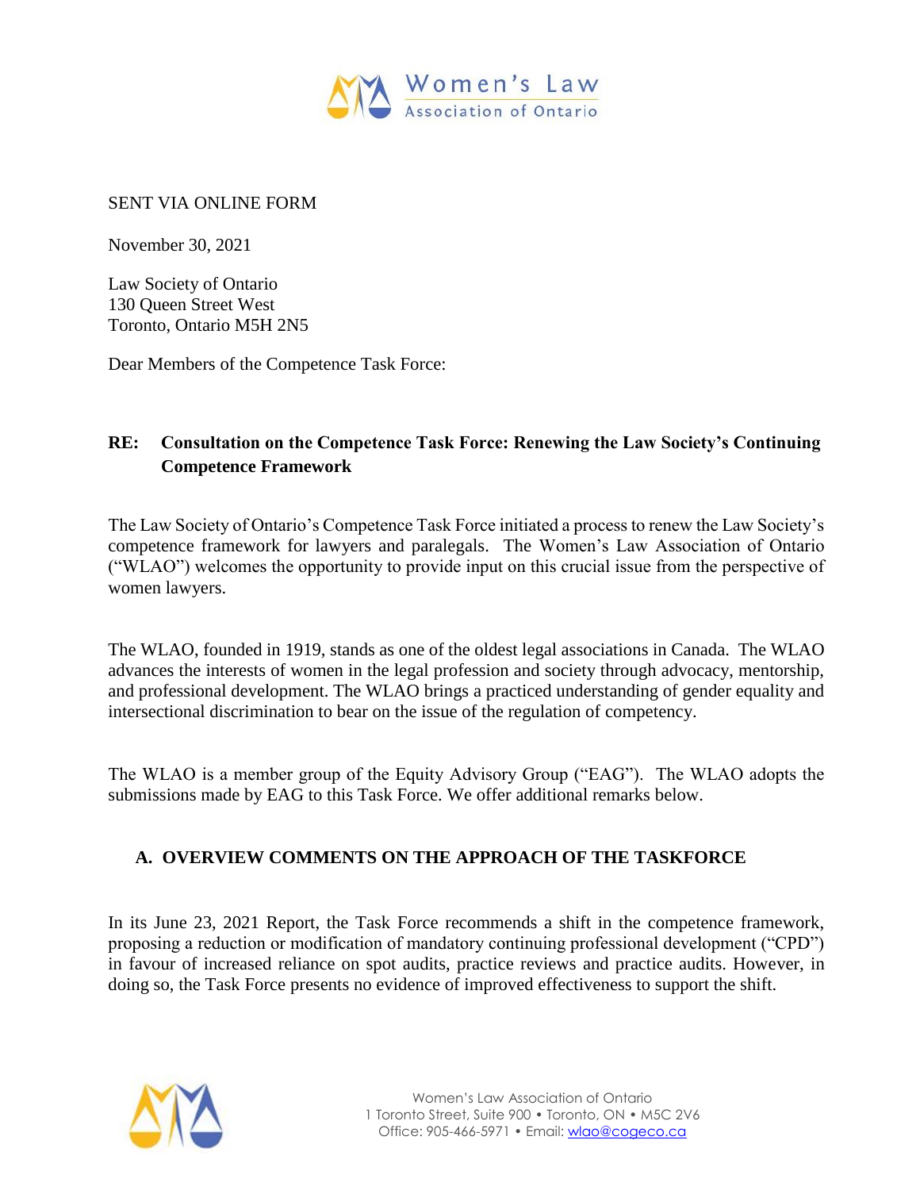Women's Law Association of Ontario

SENT VIA ONLINE FORM

November 30, 2021

Law Society of Ontario
130 Queen Street West
Toronto, Ontario M5H 2N5

Dear Members of the Competence Task Force:

**RE: Consultation on the Competence Task Force: Renewing the Law Society's Continuing Competence Framework**

The Law Society of Ontario's Competence Task Force initiated a process to renew the Law Society's competence framework for lawyers and paralegals. The Women's Law Association of Ontario ("WLAO") welcomes the opportunity to provide input on this crucial issue from the perspective of women lawyers.

The WLAO, founded in 1919, stands as one of the oldest legal associations in Canada. The WLAO advances the interests of women in the legal profession and society through advocacy, mentorship, and professional development. The WLAO brings a practiced understanding of gender equality and intersectional discrimination to bear on the issue of the regulation of competency.

The WLAO is a member group of the Equity Advisory Group ("EAG"). The WLAO adopts the submissions made by EAG to this Task Force. We offer additional remarks below.

## A. OVERVIEW COMMENTS ON THE APPROACH OF THE TASKFORCE

In its June 23, 2021 Report, the Task Force recommends a shift in the competence framework, proposing a reduction or modification of mandatory continuing professional development ("CPD") in favour of increased reliance on spot audits, practice reviews and practice audits. However, in doing so, the Task Force presents no evidence of improved effectiveness to support the shift.

Women's Law Association of Ontario
1 Toronto Street, Suite 900 • Toronto, ON • M5C 2V6
Office: 905-466-5971 • Email: wlao@cogeco.ca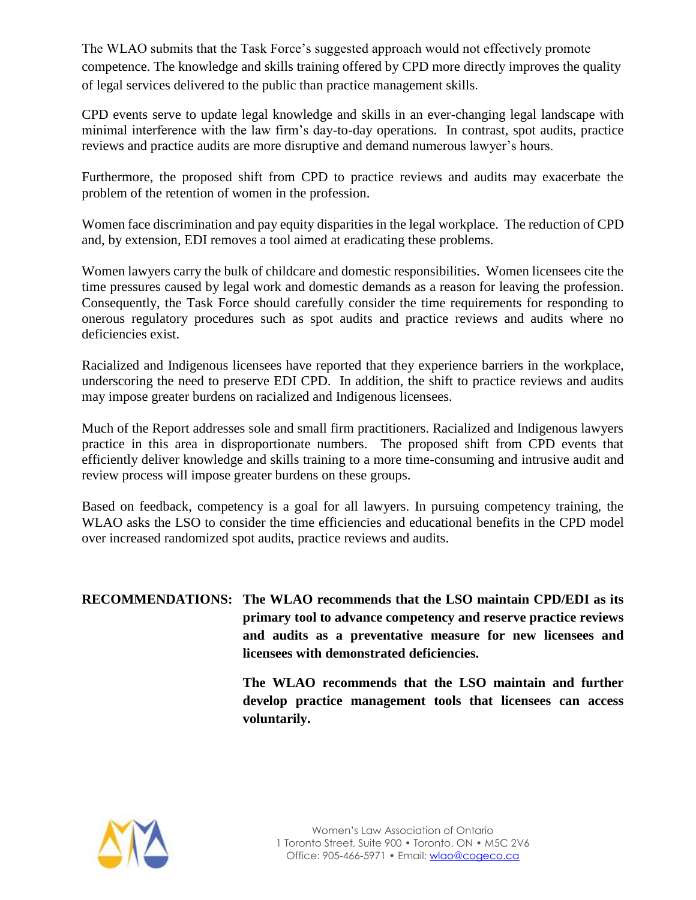The WLAO submits that the Task Force's suggested approach would not effectively promote competence. The knowledge and skills training offered by CPD more directly improves the quality of legal services delivered to the public than practice management skills.

CPD events serve to update legal knowledge and skills in an ever-changing legal landscape with minimal interference with the law firm's day-to-day operations. In contrast, spot audits, practice reviews and practice audits are more disruptive and demand numerous lawyer's hours.

Furthermore, the proposed shift from CPD to practice reviews and audits may exacerbate the problem of the retention of women in the profession.

Women face discrimination and pay equity disparities in the legal workplace. The reduction of CPD and, by extension, EDI removes a tool aimed at eradicating these problems.

Women lawyers carry the bulk of childcare and domestic responsibilities. Women licensees cite the time pressures caused by legal work and domestic demands as a reason for leaving the profession. Consequently, the Task Force should carefully consider the time requirements for responding to onerous regulatory procedures such as spot audits and practice reviews and audits where no deficiencies exist.

Racialized and Indigenous licensees have reported that they experience barriers in the workplace, underscoring the need to preserve EDI CPD. In addition, the shift to practice reviews and audits may impose greater burdens on racialized and Indigenous licensees.

Much of the Report addresses sole and small firm practitioners. Racialized and Indigenous lawyers practice in this area in disproportionate numbers. The proposed shift from CPD events that efficiently deliver knowledge and skills training to a more time-consuming and intrusive audit and review process will impose greater burdens on these groups.

Based on feedback, competency is a goal for all lawyers. In pursuing competency training, the WLAO asks the LSO to consider the time efficiencies and educational benefits in the CPD model over increased randomized spot audits, practice reviews and audits.

**RECOMMENDATIONS:** **The WLAO recommends that the LSO maintain CPD/EDI as its primary tool to advance competency and reserve practice reviews and audits as a preventative measure for new licensees and licensees with demonstrated deficiencies.**

**The WLAO recommends that the LSO maintain and further develop practice management tools that licensees can access voluntarily.**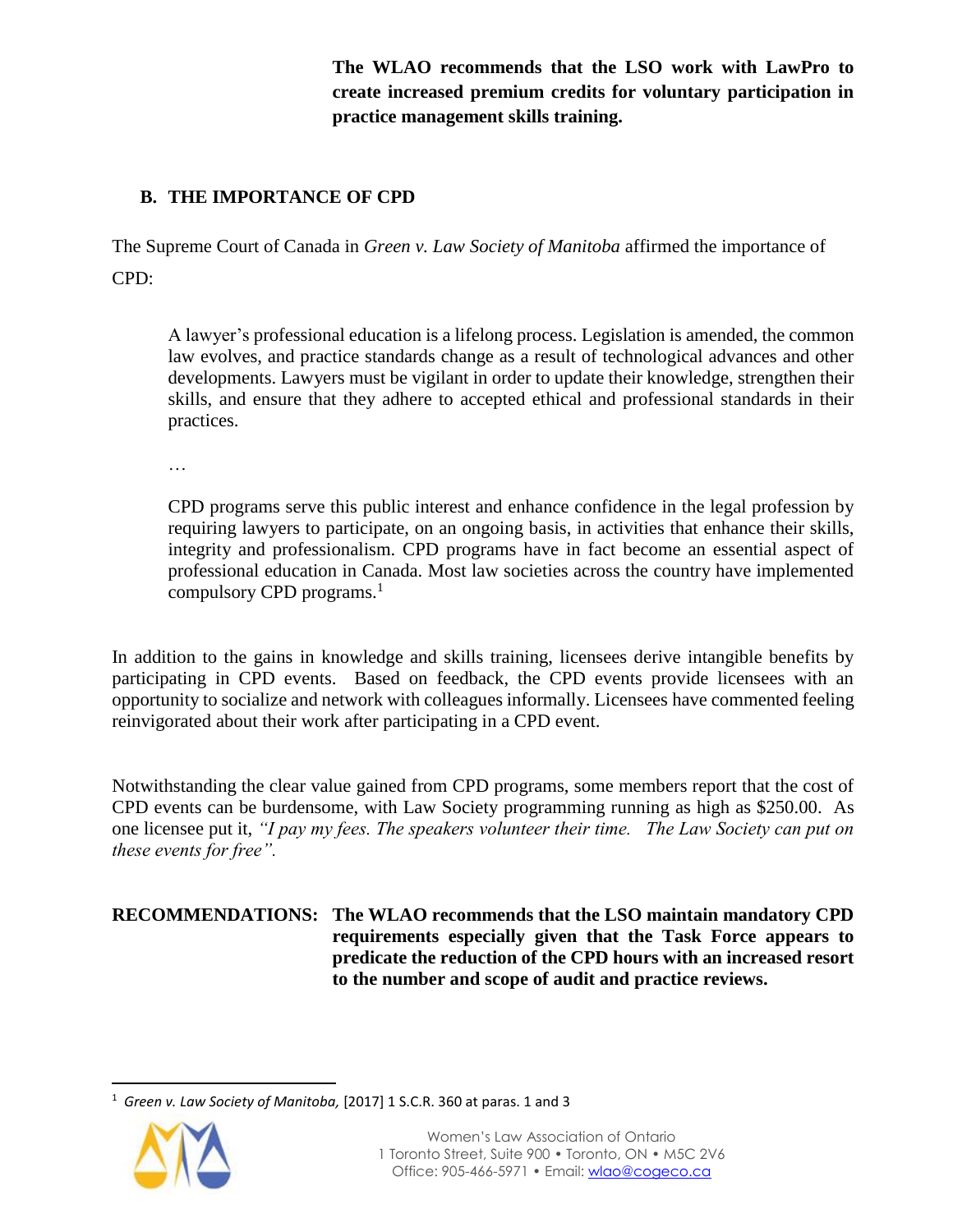**The WLAO recommends that the LSO work with LawPro to create increased premium credits for voluntary participation in practice management skills training.**

## B. THE IMPORTANCE OF CPD

The Supreme Court of Canada in *Green v. Law Society of Manitoba* affirmed the importance of CPD:

> A lawyer's professional education is a lifelong process. Legislation is amended, the common law evolves, and practice standards change as a result of technological advances and other developments. Lawyers must be vigilant in order to update their knowledge, strengthen their skills, and ensure that they adhere to accepted ethical and professional standards in their practices.
>
> …
>
> CPD programs serve this public interest and enhance confidence in the legal profession by requiring lawyers to participate, on an ongoing basis, in activities that enhance their skills, integrity and professionalism. CPD programs have in fact become an essential aspect of professional education in Canada. Most law societies across the country have implemented compulsory CPD programs.[1]

In addition to the gains in knowledge and skills training, licensees derive intangible benefits by participating in CPD events. Based on feedback, the CPD events provide licensees with an opportunity to socialize and network with colleagues informally. Licensees have commented feeling reinvigorated about their work after participating in a CPD event.

Notwithstanding the clear value gained from CPD programs, some members report that the cost of CPD events can be burdensome, with Law Society programming running as high as $250.00. As one licensee put it, *"I pay my fees. The speakers volunteer their time. The Law Society can put on these events for free".*

**RECOMMENDATIONS: The WLAO recommends that the LSO maintain mandatory CPD requirements especially given that the Task Force appears to predicate the reduction of the CPD hours with an increased resort to the number and scope of audit and practice reviews.**

---

[1] *Green v. Law Society of Manitoba,* [2017] 1 S.C.R. 360 at paras. 1 and 3

Women's Law Association of Ontario
1 Toronto Street, Suite 900 • Toronto, ON • M5C 2V6
Office: 905-466-5971 • Email: wlao@cogeco.ca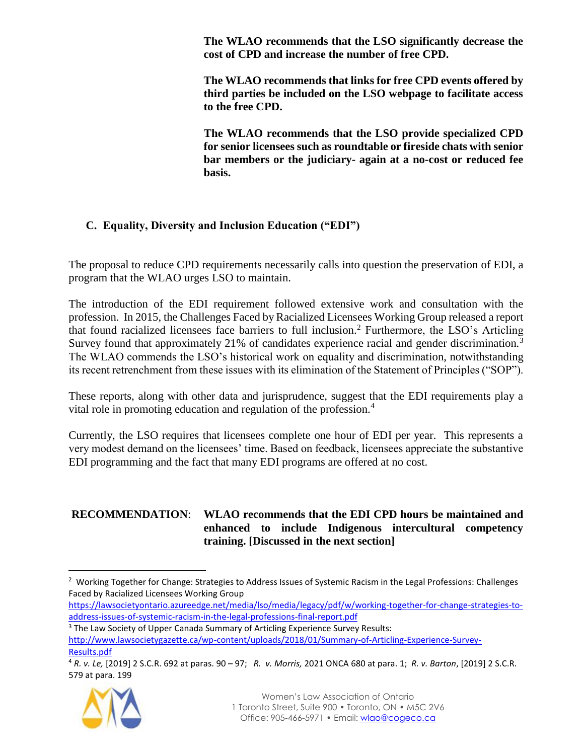**The WLAO recommends that the LSO significantly decrease the cost of CPD and increase the number of free CPD.**

**The WLAO recommends that links for free CPD events offered by third parties be included on the LSO webpage to facilitate access to the free CPD.**

**The WLAO recommends that the LSO provide specialized CPD for senior licensees such as roundtable or fireside chats with senior bar members or the judiciary- again at a no-cost or reduced fee basis.**

## C. Equality, Diversity and Inclusion Education ("EDI")

The proposal to reduce CPD requirements necessarily calls into question the preservation of EDI, a program that the WLAO urges LSO to maintain.

The introduction of the EDI requirement followed extensive work and consultation with the profession. In 2015, the Challenges Faced by Racialized Licensees Working Group released a report that found racialized licensees face barriers to full inclusion.[2] Furthermore, the LSO's Articling Survey found that approximately 21% of candidates experience racial and gender discrimination.[3] The WLAO commends the LSO's historical work on equality and discrimination, notwithstanding its recent retrenchment from these issues with its elimination of the Statement of Principles ("SOP").

These reports, along with other data and jurisprudence, suggest that the EDI requirements play a vital role in promoting education and regulation of the profession.[4]

Currently, the LSO requires that licensees complete one hour of EDI per year. This represents a very modest demand on the licensees' time. Based on feedback, licensees appreciate the substantive EDI programming and the fact that many EDI programs are offered at no cost.

**RECOMMENDATION**: **WLAO recommends that the EDI CPD hours be maintained and enhanced to include Indigenous intercultural competency training. [Discussed in the next section]**

---

[2] Working Together for Change: Strategies to Address Issues of Systemic Racism in the Legal Professions: Challenges Faced by Racialized Licensees Working Group https://lawsocietyontario.azureedge.net/media/lso/media/legacy/pdf/w/working-together-for-change-strategies-to-address-issues-of-systemic-racism-in-the-legal-professions-final-report.pdf

[3] The Law Society of Upper Canada Summary of Articling Experience Survey Results: http://www.lawsocietygazette.ca/wp-content/uploads/2018/01/Summary-of-Articling-Experience-Survey-Results.pdf

[4] *R. v. Le,* [2019] 2 S.C.R. 692 at paras. 90 – 97; *R. v. Morris,* 2021 ONCA 680 at para. 1; *R. v. Barton*, [2019] 2 S.C.R. 579 at para. 199

Women's Law Association of Ontario
1 Toronto Street, Suite 900 • Toronto, ON • M5C 2V6
Office: 905-466-5971 • Email: wlao@cogeco.ca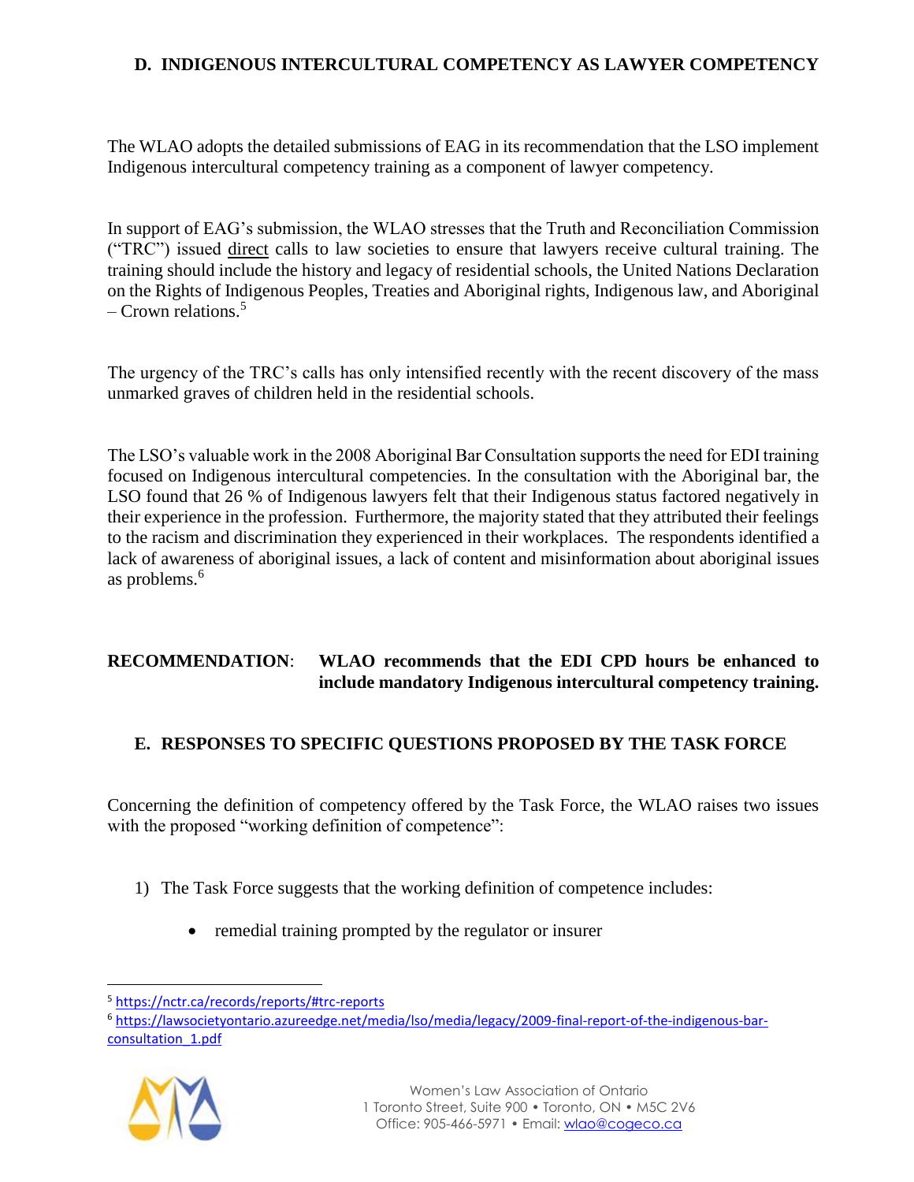## D. INDIGENOUS INTERCULTURAL COMPETENCY AS LAWYER COMPETENCY

The WLAO adopts the detailed submissions of EAG in its recommendation that the LSO implement Indigenous intercultural competency training as a component of lawyer competency.

In support of EAG's submission, the WLAO stresses that the Truth and Reconciliation Commission ("TRC") issued direct calls to law societies to ensure that lawyers receive cultural training. The training should include the history and legacy of residential schools, the United Nations Declaration on the Rights of Indigenous Peoples, Treaties and Aboriginal rights, Indigenous law, and Aboriginal – Crown relations.[5]

The urgency of the TRC's calls has only intensified recently with the recent discovery of the mass unmarked graves of children held in the residential schools.

The LSO's valuable work in the 2008 Aboriginal Bar Consultation supports the need for EDI training focused on Indigenous intercultural competencies. In the consultation with the Aboriginal bar, the LSO found that 26 % of Indigenous lawyers felt that their Indigenous status factored negatively in their experience in the profession. Furthermore, the majority stated that they attributed their feelings to the racism and discrimination they experienced in their workplaces. The respondents identified a lack of awareness of aboriginal issues, a lack of content and misinformation about aboriginal issues as problems.[6]

**RECOMMENDATION**: **WLAO recommends that the EDI CPD hours be enhanced to include mandatory Indigenous intercultural competency training.**

## E. RESPONSES TO SPECIFIC QUESTIONS PROPOSED BY THE TASK FORCE

Concerning the definition of competency offered by the Task Force, the WLAO raises two issues with the proposed "working definition of competence":

1) The Task Force suggests that the working definition of competence includes:
    - remedial training prompted by the regulator or insurer

---

[5] https://nctr.ca/records/reports/#trc-reports

[6] https://lawsocietyontario.azureedge.net/media/lso/media/legacy/2009-final-report-of-the-indigenous-bar-consultation_1.pdf

Women's Law Association of Ontario
1 Toronto Street, Suite 900 • Toronto, ON • M5C 2V6
Office: 905-466-5971 • Email: wlao@cogeco.ca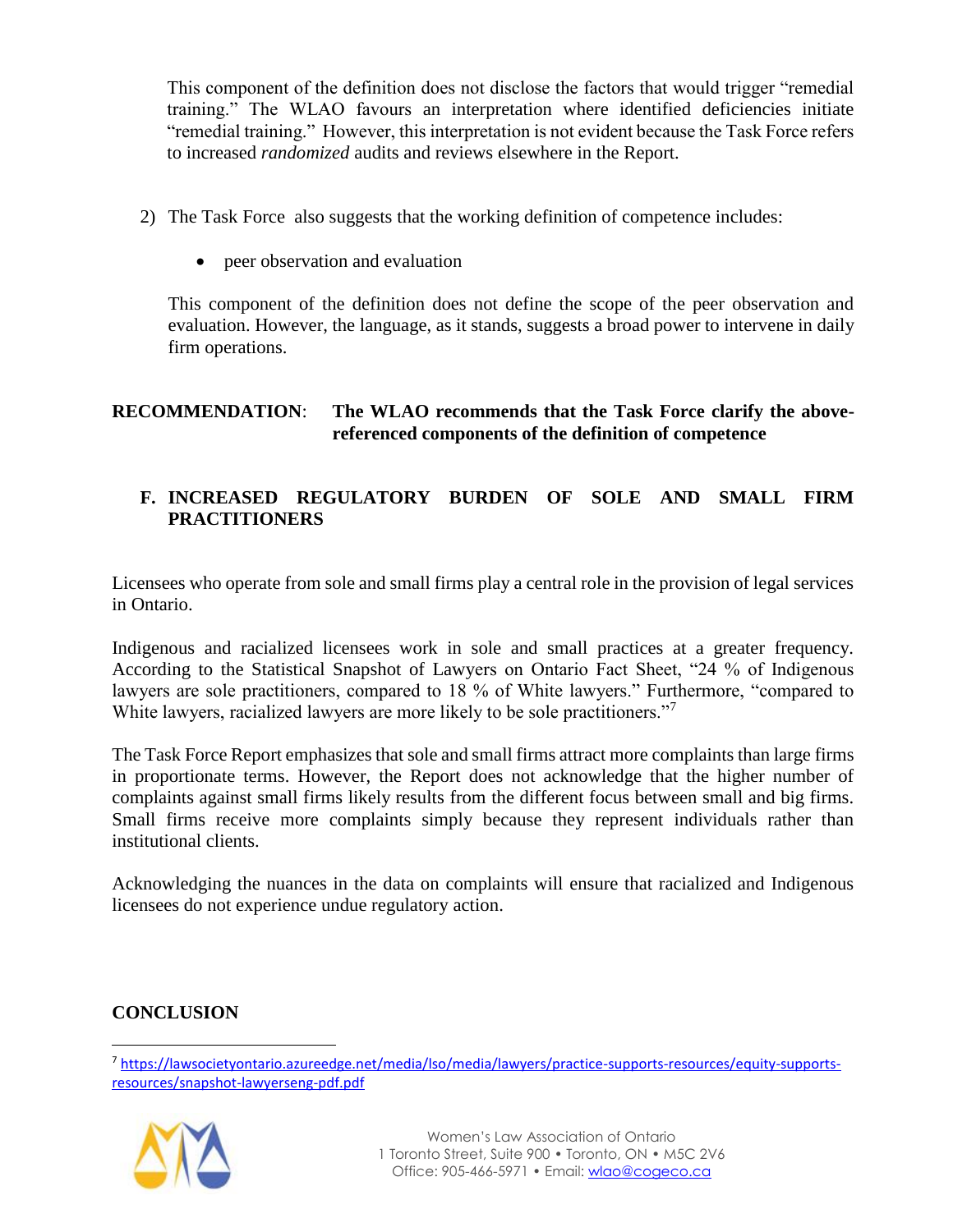This component of the definition does not disclose the factors that would trigger "remedial training." The WLAO favours an interpretation where identified deficiencies initiate "remedial training." However, this interpretation is not evident because the Task Force refers to increased *randomized* audits and reviews elsewhere in the Report.

2) The Task Force also suggests that the working definition of competence includes:

   - peer observation and evaluation

   This component of the definition does not define the scope of the peer observation and evaluation. However, the language, as it stands, suggests a broad power to intervene in daily firm operations.

**RECOMMENDATION**: **The WLAO recommends that the Task Force clarify the above-referenced components of the definition of competence**

### F. INCREASED REGULATORY BURDEN OF SOLE AND SMALL FIRM PRACTITIONERS

Licensees who operate from sole and small firms play a central role in the provision of legal services in Ontario.

Indigenous and racialized licensees work in sole and small practices at a greater frequency. According to the Statistical Snapshot of Lawyers on Ontario Fact Sheet, "24 % of Indigenous lawyers are sole practitioners, compared to 18 % of White lawyers." Furthermore, "compared to White lawyers, racialized lawyers are more likely to be sole practitioners."[7]

The Task Force Report emphasizes that sole and small firms attract more complaints than large firms in proportionate terms. However, the Report does not acknowledge that the higher number of complaints against small firms likely results from the different focus between small and big firms. Small firms receive more complaints simply because they represent individuals rather than institutional clients.

Acknowledging the nuances in the data on complaints will ensure that racialized and Indigenous licensees do not experience undue regulatory action.

## CONCLUSION

[7] https://lawsocietyontario.azureedge.net/media/lso/media/lawyers/practice-supports-resources/equity-supports-resources/snapshot-lawyerseng-pdf.pdf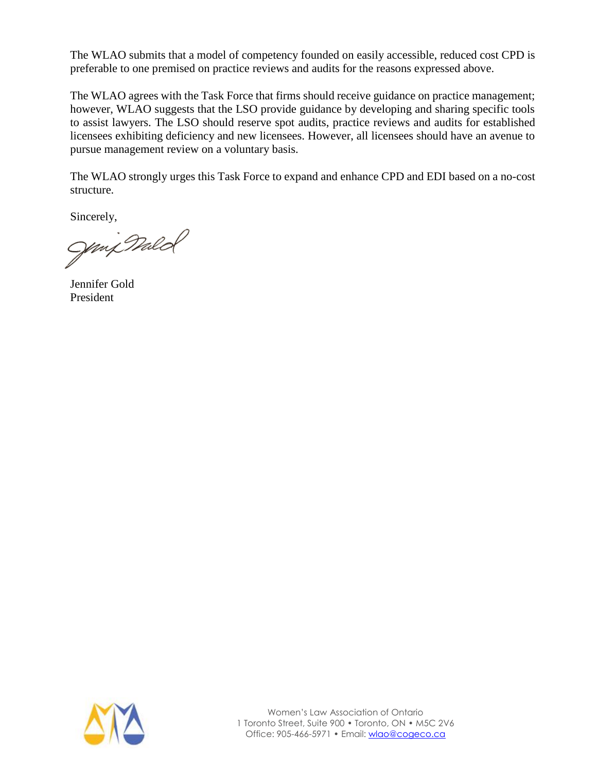The WLAO submits that a model of competency founded on easily accessible, reduced cost CPD is preferable to one premised on practice reviews and audits for the reasons expressed above.

The WLAO agrees with the Task Force that firms should receive guidance on practice management; however, WLAO suggests that the LSO provide guidance by developing and sharing specific tools to assist lawyers. The LSO should reserve spot audits, practice reviews and audits for established licensees exhibiting deficiency and new licensees. However, all licensees should have an avenue to pursue management review on a voluntary basis.

The WLAO strongly urges this Task Force to expand and enhance CPD and EDI based on a no-cost structure.

Sincerely,

Jennifer Gold
President

Women's Law Association of Ontario
1 Toronto Street, Suite 900 • Toronto, ON • M5C 2V6
Office: 905-466-5971 • Email: wlao@cogeco.ca